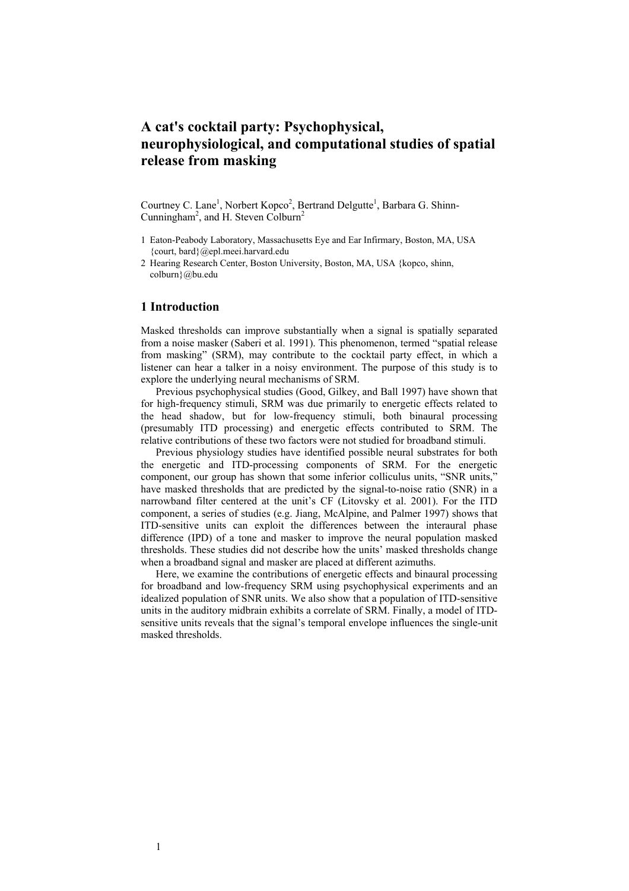# A cat's cocktail party: Psychophysical, neurophysiological, and computational studies of spatial release from masking

Courtney C. Lane[1], Norbert Kopco[2], Bertrand Delgutte[1], Barbara G. Shinn-Cunningham[2], and H. Steven Colburn[2]

1 Eaton-Peabody Laboratory, Massachusetts Eye and Ear Infirmary, Boston, MA, USA {court, bard}@epl.meei.harvard.edu

2 Hearing Research Center, Boston University, Boston, MA, USA {kopco, shinn, colburn}@bu.edu

## 1 Introduction

Masked thresholds can improve substantially when a signal is spatially separated from a noise masker (Saberi et al. 1991). This phenomenon, termed "spatial release from masking" (SRM), may contribute to the cocktail party effect, in which a listener can hear a talker in a noisy environment. The purpose of this study is to explore the underlying neural mechanisms of SRM.

Previous psychophysical studies (Good, Gilkey, and Ball 1997) have shown that for high-frequency stimuli, SRM was due primarily to energetic effects related to the head shadow, but for low-frequency stimuli, both binaural processing (presumably ITD processing) and energetic effects contributed to SRM. The relative contributions of these two factors were not studied for broadband stimuli.

Previous physiology studies have identified possible neural substrates for both the energetic and ITD-processing components of SRM. For the energetic component, our group has shown that some inferior colliculus units, "SNR units," have masked thresholds that are predicted by the signal-to-noise ratio (SNR) in a narrowband filter centered at the unit's CF (Litovsky et al. 2001). For the ITD component, a series of studies (e.g. Jiang, McAlpine, and Palmer 1997) shows that ITD-sensitive units can exploit the differences between the interaural phase difference (IPD) of a tone and masker to improve the neural population masked thresholds. These studies did not describe how the units' masked thresholds change when a broadband signal and masker are placed at different azimuths.

Here, we examine the contributions of energetic effects and binaural processing for broadband and low-frequency SRM using psychophysical experiments and an idealized population of SNR units. We also show that a population of ITD-sensitive units in the auditory midbrain exhibits a correlate of SRM. Finally, a model of ITD-sensitive units reveals that the signal's temporal envelope influences the single-unit masked thresholds.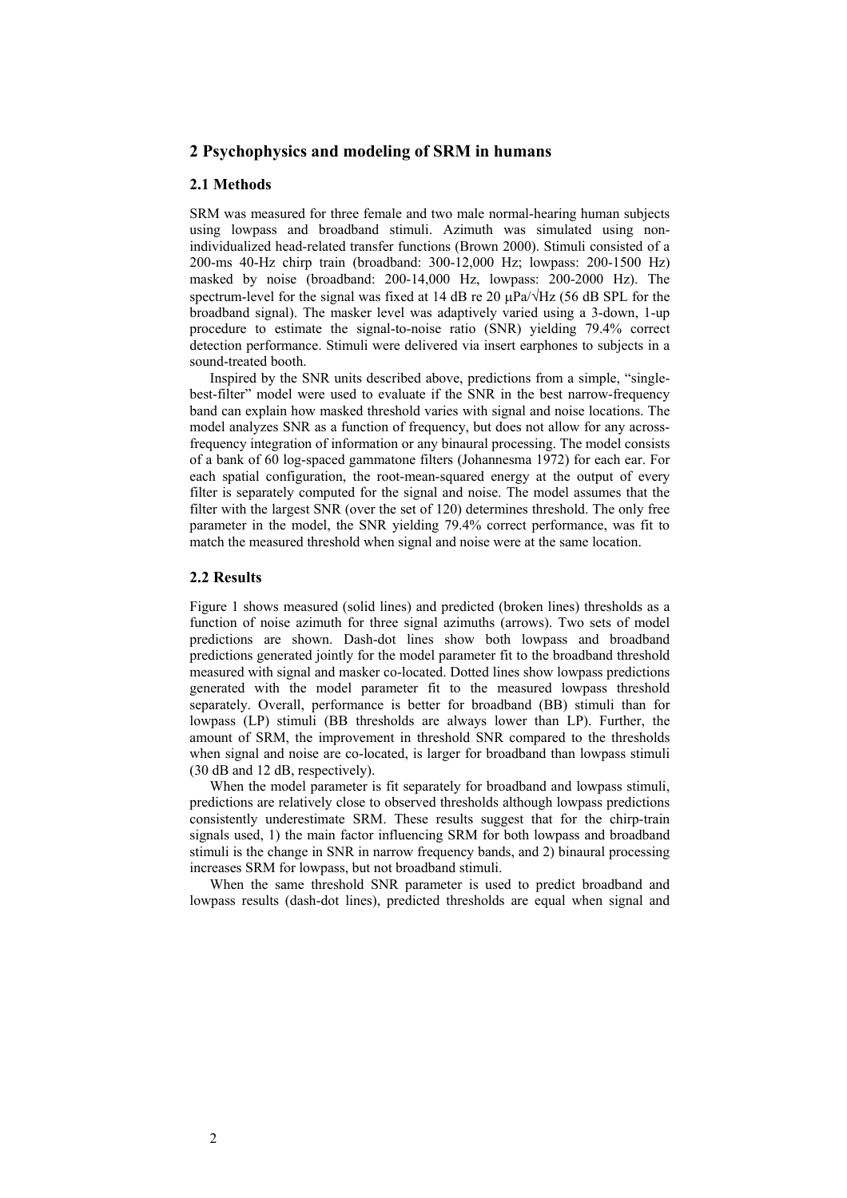## 2 Psychophysics and modeling of SRM in humans

### 2.1 Methods

SRM was measured for three female and two male normal-hearing human subjects using lowpass and broadband stimuli. Azimuth was simulated using non-individualized head-related transfer functions (Brown 2000). Stimuli consisted of a 200-ms 40-Hz chirp train (broadband: 300-12,000 Hz; lowpass: 200-1500 Hz) masked by noise (broadband: 200-14,000 Hz, lowpass: 200-2000 Hz). The spectrum-level for the signal was fixed at 14 dB re 20 μPa/√Hz (56 dB SPL for the broadband signal). The masker level was adaptively varied using a 3-down, 1-up procedure to estimate the signal-to-noise ratio (SNR) yielding 79.4% correct detection performance. Stimuli were delivered via insert earphones to subjects in a sound-treated booth.

Inspired by the SNR units described above, predictions from a simple, "single-best-filter" model were used to evaluate if the SNR in the best narrow-frequency band can explain how masked threshold varies with signal and noise locations. The model analyzes SNR as a function of frequency, but does not allow for any across-frequency integration of information or any binaural processing. The model consists of a bank of 60 log-spaced gammatone filters (Johannesma 1972) for each ear. For each spatial configuration, the root-mean-squared energy at the output of every filter is separately computed for the signal and noise. The model assumes that the filter with the largest SNR (over the set of 120) determines threshold. The only free parameter in the model, the SNR yielding 79.4% correct performance, was fit to match the measured threshold when signal and noise were at the same location.

### 2.2 Results

Figure 1 shows measured (solid lines) and predicted (broken lines) thresholds as a function of noise azimuth for three signal azimuths (arrows). Two sets of model predictions are shown. Dash-dot lines show both lowpass and broadband predictions generated jointly for the model parameter fit to the broadband threshold measured with signal and masker co-located. Dotted lines show lowpass predictions generated with the model parameter fit to the measured lowpass threshold separately. Overall, performance is better for broadband (BB) stimuli than for lowpass (LP) stimuli (BB thresholds are always lower than LP). Further, the amount of SRM, the improvement in threshold SNR compared to the thresholds when signal and noise are co-located, is larger for broadband than lowpass stimuli (30 dB and 12 dB, respectively).

When the model parameter is fit separately for broadband and lowpass stimuli, predictions are relatively close to observed thresholds although lowpass predictions consistently underestimate SRM. These results suggest that for the chirp-train signals used, 1) the main factor influencing SRM for both lowpass and broadband stimuli is the change in SNR in narrow frequency bands, and 2) binaural processing increases SRM for lowpass, but not broadband stimuli.

When the same threshold SNR parameter is used to predict broadband and lowpass results (dash-dot lines), predicted thresholds are equal when signal and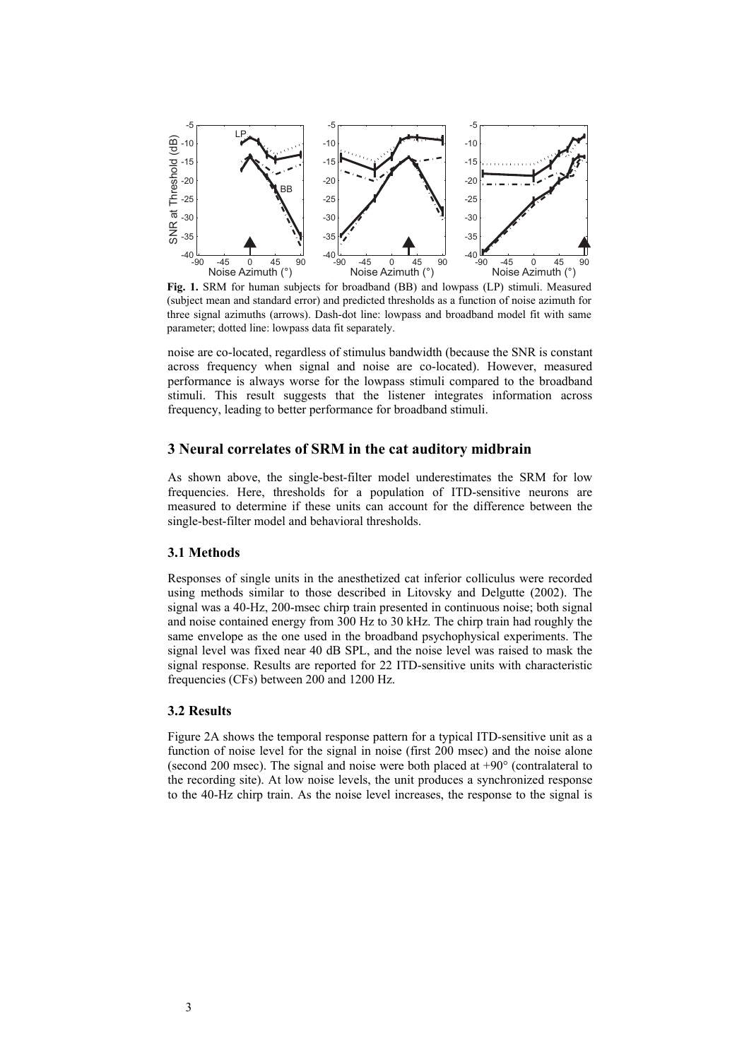**Fig. 1.** SRM for human subjects for broadband (BB) and lowpass (LP) stimuli. Measured (subject mean and standard error) and predicted thresholds as a function of noise azimuth for three signal azimuths (arrows). Dash-dot line: lowpass and broadband model fit with same parameter; dotted line: lowpass data fit separately.

noise are co-located, regardless of stimulus bandwidth (because the SNR is constant across frequency when signal and noise are co-located). However, measured performance is always worse for the lowpass stimuli compared to the broadband stimuli. This result suggests that the listener integrates information across frequency, leading to better performance for broadband stimuli.

## 3 Neural correlates of SRM in the cat auditory midbrain

As shown above, the single-best-filter model underestimates the SRM for low frequencies. Here, thresholds for a population of ITD-sensitive neurons are measured to determine if these units can account for the difference between the single-best-filter model and behavioral thresholds.

### 3.1 Methods

Responses of single units in the anesthetized cat inferior colliculus were recorded using methods similar to those described in Litovsky and Delgutte (2002). The signal was a 40-Hz, 200-msec chirp train presented in continuous noise; both signal and noise contained energy from 300 Hz to 30 kHz. The chirp train had roughly the same envelope as the one used in the broadband psychophysical experiments. The signal level was fixed near 40 dB SPL, and the noise level was raised to mask the signal response. Results are reported for 22 ITD-sensitive units with characteristic frequencies (CFs) between 200 and 1200 Hz.

### 3.2 Results

Figure 2A shows the temporal response pattern for a typical ITD-sensitive unit as a function of noise level for the signal in noise (first 200 msec) and the noise alone (second 200 msec). The signal and noise were both placed at +90° (contralateral to the recording site). At low noise levels, the unit produces a synchronized response to the 40-Hz chirp train. As the noise level increases, the response to the signal is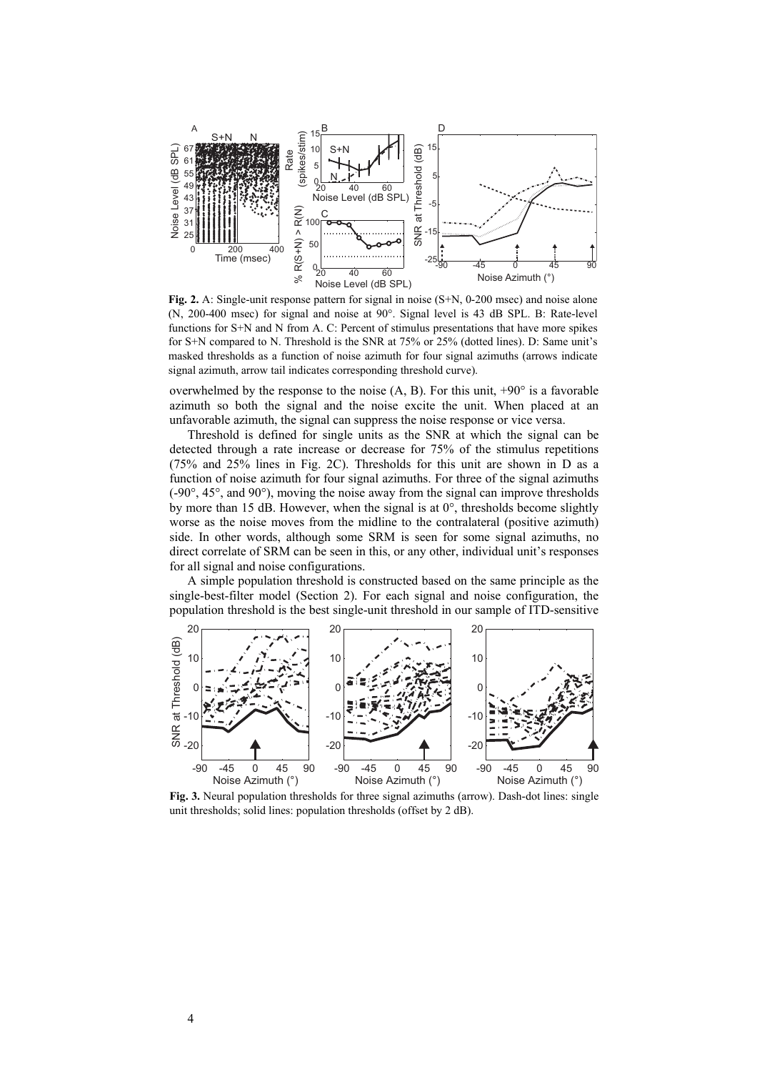**Fig. 2.** A: Single-unit response pattern for signal in noise (S+N, 0-200 msec) and noise alone (N, 200-400 msec) for signal and noise at 90°. Signal level is 43 dB SPL. B: Rate-level functions for S+N and N from A. C: Percent of stimulus presentations that have more spikes for S+N compared to N. Threshold is the SNR at 75% or 25% (dotted lines). D: Same unit's masked thresholds as a function of noise azimuth for four signal azimuths (arrows indicate signal azimuth, arrow tail indicates corresponding threshold curve).

overwhelmed by the response to the noise (A, B). For this unit, +90° is a favorable azimuth so both the signal and the noise excite the unit. When placed at an unfavorable azimuth, the signal can suppress the noise response or vice versa.

Threshold is defined for single units as the SNR at which the signal can be detected through a rate increase or decrease for 75% of the stimulus repetitions (75% and 25% lines in Fig. 2C). Thresholds for this unit are shown in D as a function of noise azimuth for four signal azimuths. For three of the signal azimuths (-90°, 45°, and 90°), moving the noise away from the signal can improve thresholds by more than 15 dB. However, when the signal is at 0°, thresholds become slightly worse as the noise moves from the midline to the contralateral (positive azimuth) side. In other words, although some SRM is seen for some signal azimuths, no direct correlate of SRM can be seen in this, or any other, individual unit's responses for all signal and noise configurations.

A simple population threshold is constructed based on the same principle as the single-best-filter model (Section 2). For each signal and noise configuration, the population threshold is the best single-unit threshold in our sample of ITD-sensitive

**Fig. 3.** Neural population thresholds for three signal azimuths (arrow). Dash-dot lines: single unit thresholds; solid lines: population thresholds (offset by 2 dB).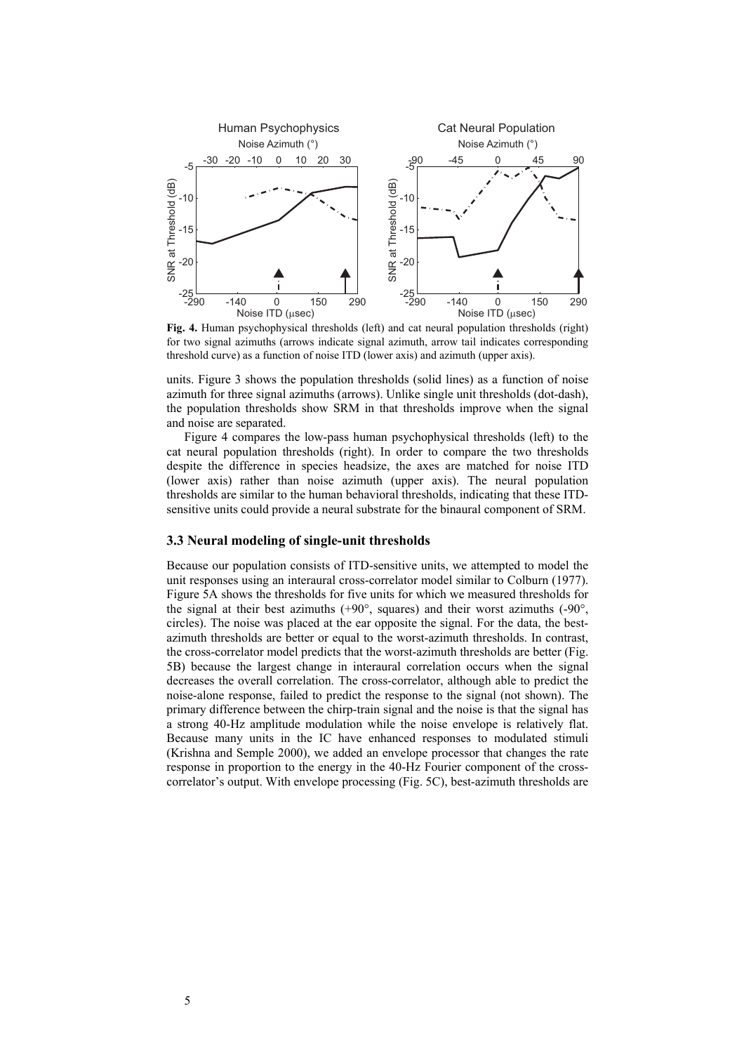**Fig. 4.** Human psychophysical thresholds (left) and cat neural population thresholds (right) for two signal azimuths (arrows indicate signal azimuth, arrow tail indicates corresponding threshold curve) as a function of noise ITD (lower axis) and azimuth (upper axis).

units. Figure 3 shows the population thresholds (solid lines) as a function of noise azimuth for three signal azimuths (arrows). Unlike single unit thresholds (dot-dash), the population thresholds show SRM in that thresholds improve when the signal and noise are separated.

Figure 4 compares the low-pass human psychophysical thresholds (left) to the cat neural population thresholds (right). In order to compare the two thresholds despite the difference in species headsize, the axes are matched for noise ITD (lower axis) rather than noise azimuth (upper axis). The neural population thresholds are similar to the human behavioral thresholds, indicating that these ITD-sensitive units could provide a neural substrate for the binaural component of SRM.

### 3.3 Neural modeling of single-unit thresholds

Because our population consists of ITD-sensitive units, we attempted to model the unit responses using an interaural cross-correlator model similar to Colburn (1977). Figure 5A shows the thresholds for five units for which we measured thresholds for the signal at their best azimuths (+90°, squares) and their worst azimuths (-90°, circles). The noise was placed at the ear opposite the signal. For the data, the best-azimuth thresholds are better or equal to the worst-azimuth thresholds. In contrast, the cross-correlator model predicts that the worst-azimuth thresholds are better (Fig. 5B) because the largest change in interaural correlation occurs when the signal decreases the overall correlation. The cross-correlator, although able to predict the noise-alone response, failed to predict the response to the signal (not shown). The primary difference between the chirp-train signal and the noise is that the signal has a strong 40-Hz amplitude modulation while the noise envelope is relatively flat. Because many units in the IC have enhanced responses to modulated stimuli (Krishna and Semple 2000), we added an envelope processor that changes the rate response in proportion to the energy in the 40-Hz Fourier component of the cross-correlator's output. With envelope processing (Fig. 5C), best-azimuth thresholds are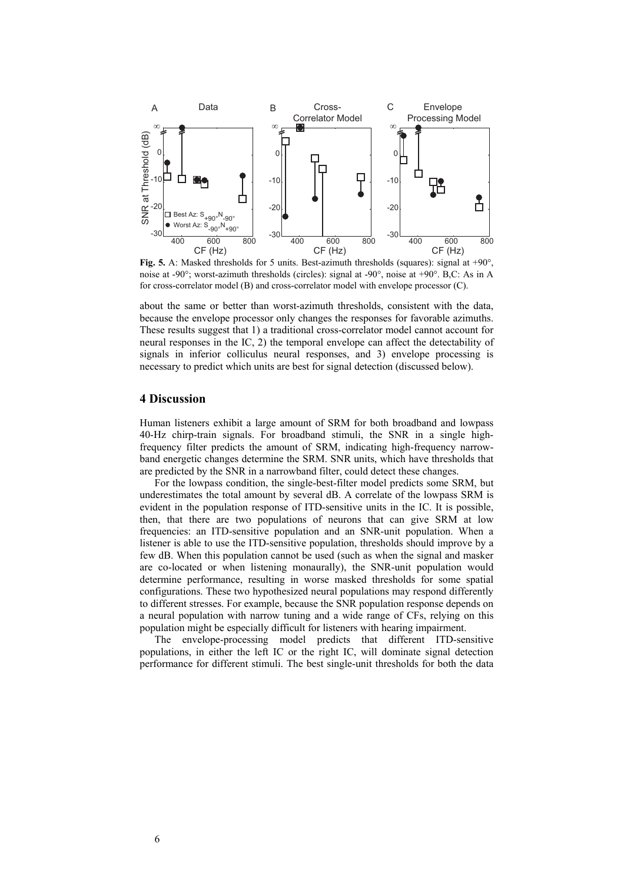**Fig. 5.** A: Masked thresholds for 5 units. Best-azimuth thresholds (squares): signal at +90°, noise at -90°; worst-azimuth thresholds (circles): signal at -90°, noise at +90°. B,C: As in A for cross-correlator model (B) and cross-correlator model with envelope processor (C).

about the same or better than worst-azimuth thresholds, consistent with the data, because the envelope processor only changes the responses for favorable azimuths. These results suggest that 1) a traditional cross-correlator model cannot account for neural responses in the IC, 2) the temporal envelope can affect the detectability of signals in inferior colliculus neural responses, and 3) envelope processing is necessary to predict which units are best for signal detection (discussed below).

## 4 Discussion

Human listeners exhibit a large amount of SRM for both broadband and lowpass 40-Hz chirp-train signals. For broadband stimuli, the SNR in a single high-frequency filter predicts the amount of SRM, indicating high-frequency narrowband energetic changes determine the SRM. SNR units, which have thresholds that are predicted by the SNR in a narrowband filter, could detect these changes.

For the lowpass condition, the single-best-filter model predicts some SRM, but underestimates the total amount by several dB. A correlate of the lowpass SRM is evident in the population response of ITD-sensitive units in the IC. It is possible, then, that there are two populations of neurons that can give SRM at low frequencies: an ITD-sensitive population and an SNR-unit population. When a listener is able to use the ITD-sensitive population, thresholds should improve by a few dB. When this population cannot be used (such as when the signal and masker are co-located or when listening monaurally), the SNR-unit population would determine performance, resulting in worse masked thresholds for some spatial configurations. These two hypothesized neural populations may respond differently to different stresses. For example, because the SNR population response depends on a neural population with narrow tuning and a wide range of CFs, relying on this population might be especially difficult for listeners with hearing impairment.

The envelope-processing model predicts that different ITD-sensitive populations, in either the left IC or the right IC, will dominate signal detection performance for different stimuli. The best single-unit thresholds for both the data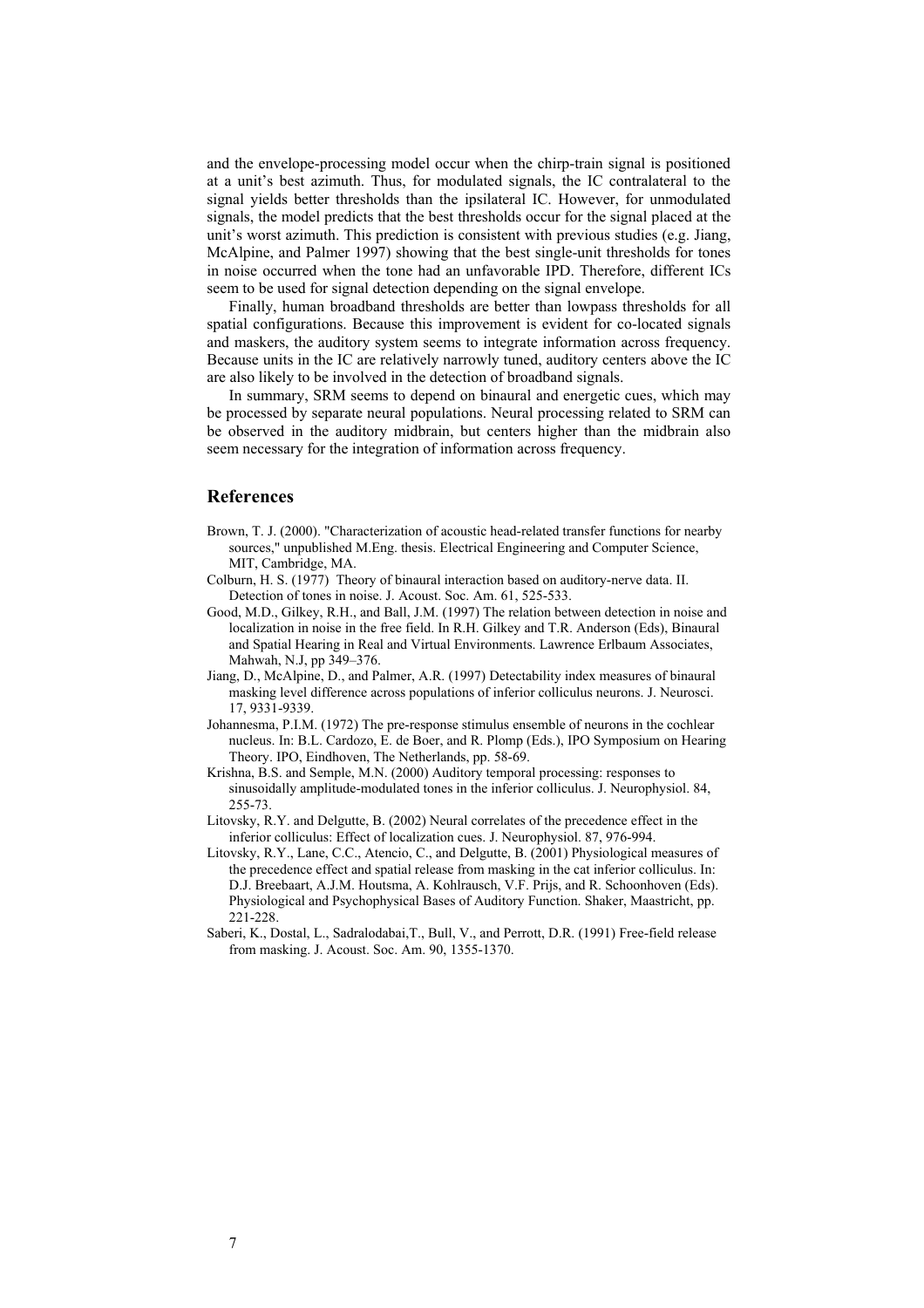and the envelope-processing model occur when the chirp-train signal is positioned at a unit's best azimuth. Thus, for modulated signals, the IC contralateral to the signal yields better thresholds than the ipsilateral IC. However, for unmodulated signals, the model predicts that the best thresholds occur for the signal placed at the unit's worst azimuth. This prediction is consistent with previous studies (e.g. Jiang, McAlpine, and Palmer 1997) showing that the best single-unit thresholds for tones in noise occurred when the tone had an unfavorable IPD. Therefore, different ICs seem to be used for signal detection depending on the signal envelope.

Finally, human broadband thresholds are better than lowpass thresholds for all spatial configurations. Because this improvement is evident for co-located signals and maskers, the auditory system seems to integrate information across frequency. Because units in the IC are relatively narrowly tuned, auditory centers above the IC are also likely to be involved in the detection of broadband signals.

In summary, SRM seems to depend on binaural and energetic cues, which may be processed by separate neural populations. Neural processing related to SRM can be observed in the auditory midbrain, but centers higher than the midbrain also seem necessary for the integration of information across frequency.

## References

Brown, T. J. (2000). "Characterization of acoustic head-related transfer functions for nearby sources," unpublished M.Eng. thesis. Electrical Engineering and Computer Science, MIT, Cambridge, MA.

Colburn, H. S. (1977) Theory of binaural interaction based on auditory-nerve data. II. Detection of tones in noise. J. Acoust. Soc. Am. 61, 525-533.

Good, M.D., Gilkey, R.H., and Ball, J.M. (1997) The relation between detection in noise and localization in noise in the free field. In R.H. Gilkey and T.R. Anderson (Eds), Binaural and Spatial Hearing in Real and Virtual Environments. Lawrence Erlbaum Associates, Mahwah, N.J, pp 349–376.

Jiang, D., McAlpine, D., and Palmer, A.R. (1997) Detectability index measures of binaural masking level difference across populations of inferior colliculus neurons. J. Neurosci. 17, 9331-9339.

Johannesma, P.I.M. (1972) The pre-response stimulus ensemble of neurons in the cochlear nucleus. In: B.L. Cardozo, E. de Boer, and R. Plomp (Eds.), IPO Symposium on Hearing Theory. IPO, Eindhoven, The Netherlands, pp. 58-69.

Krishna, B.S. and Semple, M.N. (2000) Auditory temporal processing: responses to sinusoidally amplitude-modulated tones in the inferior colliculus. J. Neurophysiol. 84, 255-73.

Litovsky, R.Y. and Delgutte, B. (2002) Neural correlates of the precedence effect in the inferior colliculus: Effect of localization cues. J. Neurophysiol. 87, 976-994.

Litovsky, R.Y., Lane, C.C., Atencio, C., and Delgutte, B. (2001) Physiological measures of the precedence effect and spatial release from masking in the cat inferior colliculus. In: D.J. Breebaart, A.J.M. Houtsma, A. Kohlrausch, V.F. Prijs, and R. Schoonhoven (Eds). Physiological and Psychophysical Bases of Auditory Function. Shaker, Maastricht, pp. 221-228.

Saberi, K., Dostal, L., Sadralodabai,T., Bull, V., and Perrott, D.R. (1991) Free-field release from masking. J. Acoust. Soc. Am. 90, 1355-1370.